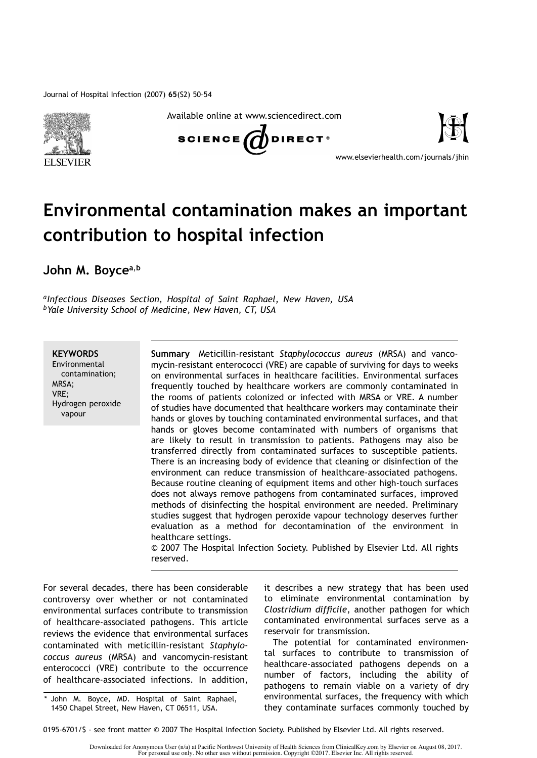# Environmental contamination makes an important contribution to hospital infection

**John M. Boyce**[a,b]

[a] *Infectious Diseases Section, Hospital of Saint Raphael, New Haven, USA*
[b] *Yale University School of Medicine, New Haven, CT, USA*

**KEYWORDS**
Environmental contamination;
MRSA;
VRE;
Hydrogen peroxide vapour

**Summary** Meticillin-resistant *Staphylococcus aureus* (MRSA) and vancomycin-resistant enterococci (VRE) are capable of surviving for days to weeks on environmental surfaces in healthcare facilities. Environmental surfaces frequently touched by healthcare workers are commonly contaminated in the rooms of patients colonized or infected with MRSA or VRE. A number of studies have documented that healthcare workers may contaminate their hands or gloves by touching contaminated environmental surfaces, and that hands or gloves become contaminated with numbers of organisms that are likely to result in transmission to patients. Pathogens may also be transferred directly from contaminated surfaces to susceptible patients. There is an increasing body of evidence that cleaning or disinfection of the environment can reduce transmission of healthcare-associated pathogens. Because routine cleaning of equipment items and other high-touch surfaces does not always remove pathogens from contaminated surfaces, improved methods of disinfecting the hospital environment are needed. Preliminary studies suggest that hydrogen peroxide vapour technology deserves further evaluation as a method for decontamination of the environment in healthcare settings.
© 2007 The Hospital Infection Society. Published by Elsevier Ltd. All rights reserved.

For several decades, there has been considerable controversy over whether or not contaminated environmental surfaces contribute to transmission of healthcare-associated pathogens. This article reviews the evidence that environmental surfaces contaminated with meticillin-resistant *Staphylococcus aureus* (MRSA) and vancomycin-resistant enterococci (VRE) contribute to the occurrence of healthcare-associated infections. In addition, it describes a new strategy that has been used to eliminate environmental contamination by *Clostridium difficile*, another pathogen for which contaminated environmental surfaces serve as a reservoir for transmission.

The potential for contaminated environmental surfaces to contribute to transmission of healthcare-associated pathogens depends on a number of factors, including the ability of pathogens to remain viable on a variety of dry environmental surfaces, the frequency with which they contaminate surfaces commonly touched by

\* John M. Boyce, MD. Hospital of Saint Raphael, 1450 Chapel Street, New Haven, CT 06511, USA.

0195-6701/$ - see front matter © 2007 The Hospital Infection Society. Published by Elsevier Ltd. All rights reserved.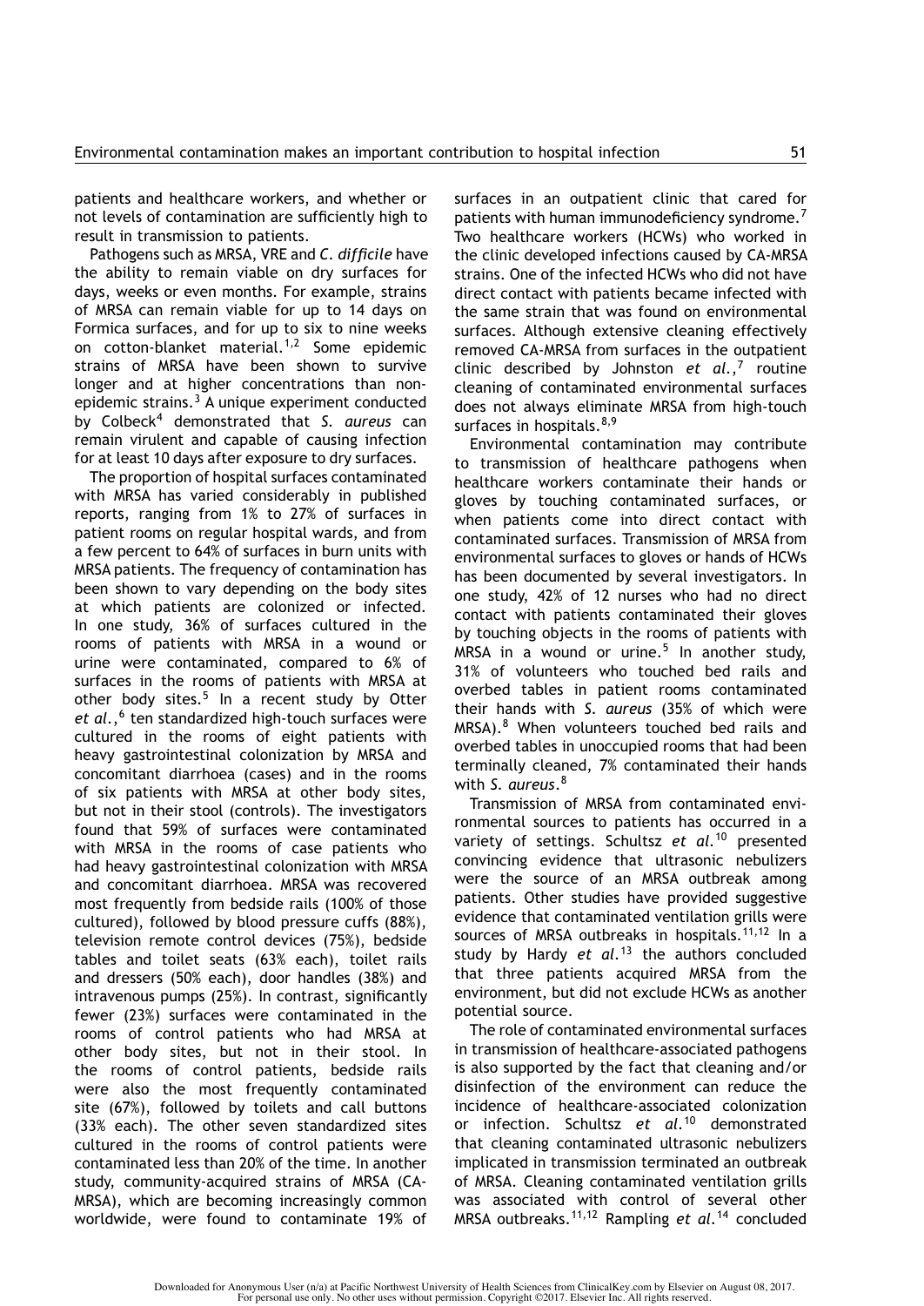patients and healthcare workers, and whether or not levels of contamination are sufficiently high to result in transmission to patients.

Pathogens such as MRSA, VRE and *C. difficile* have the ability to remain viable on dry surfaces for days, weeks or even months. For example, strains of MRSA can remain viable for up to 14 days on Formica surfaces, and for up to six to nine weeks on cotton-blanket material.[1,2] Some epidemic strains of MRSA have been shown to survive longer and at higher concentrations than non-epidemic strains.[3] A unique experiment conducted by Colbeck[4] demonstrated that *S. aureus* can remain virulent and capable of causing infection for at least 10 days after exposure to dry surfaces.

The proportion of hospital surfaces contaminated with MRSA has varied considerably in published reports, ranging from 1% to 27% of surfaces in patient rooms on regular hospital wards, and from a few percent to 64% of surfaces in burn units with MRSA patients. The frequency of contamination has been shown to vary depending on the body sites at which patients are colonized or infected. In one study, 36% of surfaces cultured in the rooms of patients with MRSA in a wound or urine were contaminated, compared to 6% of surfaces in the rooms of patients with MRSA at other body sites.[5] In a recent study by Otter *et al.*,[6] ten standardized high-touch surfaces were cultured in the rooms of eight patients with heavy gastrointestinal colonization by MRSA and concomitant diarrhoea (cases) and in the rooms of six patients with MRSA at other body sites, but not in their stool (controls). The investigators found that 59% of surfaces were contaminated with MRSA in the rooms of case patients who had heavy gastrointestinal colonization with MRSA and concomitant diarrhoea. MRSA was recovered most frequently from bedside rails (100% of those cultured), followed by blood pressure cuffs (88%), television remote control devices (75%), bedside tables and toilet seats (63% each), toilet rails and dressers (50% each), door handles (38%) and intravenous pumps (25%). In contrast, significantly fewer (23%) surfaces were contaminated in the rooms of control patients who had MRSA at other body sites, but not in their stool. In the rooms of control patients, bedside rails were also the most frequently contaminated site (67%), followed by toilets and call buttons (33% each). The other seven standardized sites cultured in the rooms of control patients were contaminated less than 20% of the time. In another study, community-acquired strains of MRSA (CA-MRSA), which are becoming increasingly common worldwide, were found to contaminate 19% of surfaces in an outpatient clinic that cared for patients with human immunodeficiency syndrome.[7] Two healthcare workers (HCWs) who worked in the clinic developed infections caused by CA-MRSA strains. One of the infected HCWs who did not have direct contact with patients became infected with the same strain that was found on environmental surfaces. Although extensive cleaning effectively removed CA-MRSA from surfaces in the outpatient clinic described by Johnston *et al.*,[7] routine cleaning of contaminated environmental surfaces does not always eliminate MRSA from high-touch surfaces in hospitals.[8,9]

Environmental contamination may contribute to transmission of healthcare pathogens when healthcare workers contaminate their hands or gloves by touching contaminated surfaces, or when patients come into direct contact with contaminated surfaces. Transmission of MRSA from environmental surfaces to gloves or hands of HCWs has been documented by several investigators. In one study, 42% of 12 nurses who had no direct contact with patients contaminated their gloves by touching objects in the rooms of patients with MRSA in a wound or urine.[5] In another study, 31% of volunteers who touched bed rails and overbed tables in patient rooms contaminated their hands with *S. aureus* (35% of which were MRSA).[8] When volunteers touched bed rails and overbed tables in unoccupied rooms that had been terminally cleaned, 7% contaminated their hands with *S. aureus*.[8]

Transmission of MRSA from contaminated environmental sources to patients has occurred in a variety of settings. Schultsz *et al.*[10] presented convincing evidence that ultrasonic nebulizers were the source of an MRSA outbreak among patients. Other studies have provided suggestive evidence that contaminated ventilation grills were sources of MRSA outbreaks in hospitals.[11,12] In a study by Hardy *et al.*[13] the authors concluded that three patients acquired MRSA from the environment, but did not exclude HCWs as another potential source.

The role of contaminated environmental surfaces in transmission of healthcare-associated pathogens is also supported by the fact that cleaning and/or disinfection of the environment can reduce the incidence of healthcare-associated colonization or infection. Schultsz *et al.*[10] demonstrated that cleaning contaminated ultrasonic nebulizers implicated in transmission terminated an outbreak of MRSA. Cleaning contaminated ventilation grills was associated with control of several other MRSA outbreaks.[11,12] Rampling *et al.*[14] concluded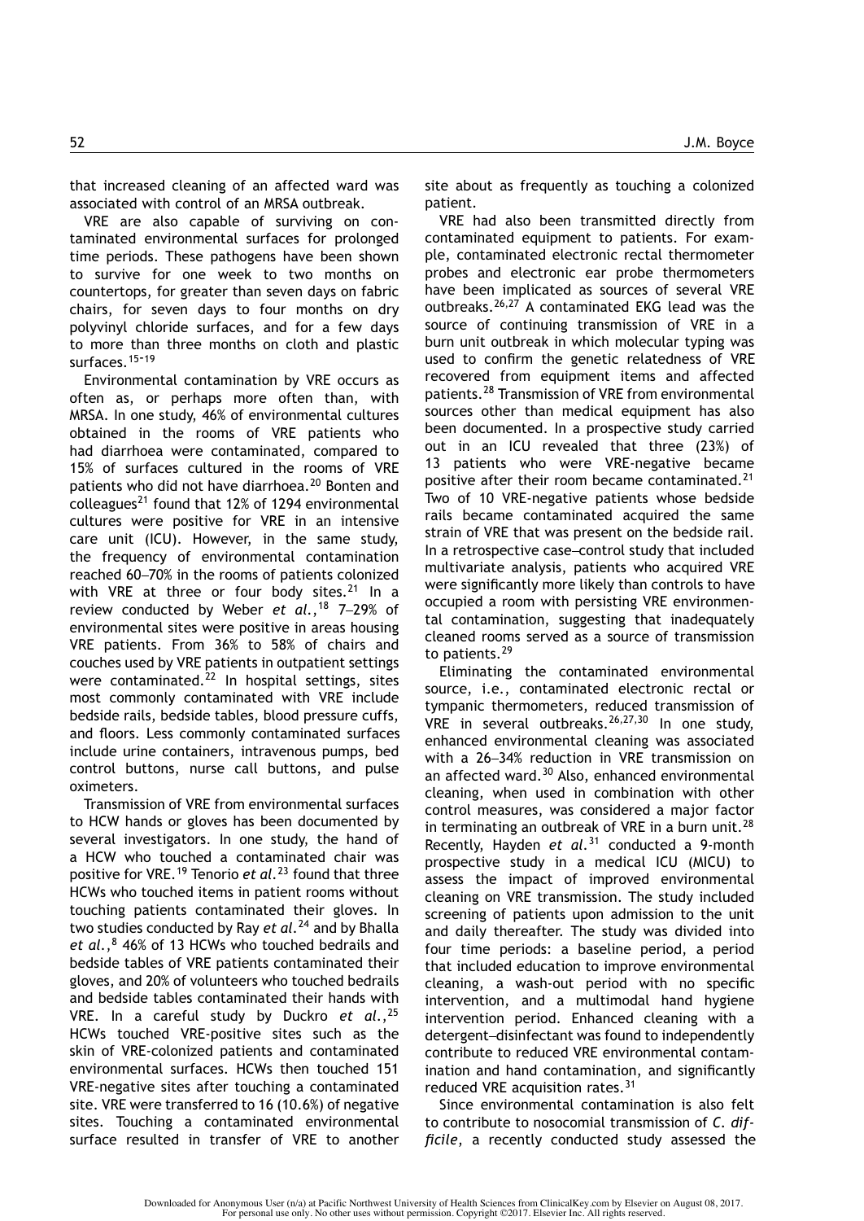that increased cleaning of an affected ward was associated with control of an MRSA outbreak.

VRE are also capable of surviving on contaminated environmental surfaces for prolonged time periods. These pathogens have been shown to survive for one week to two months on countertops, for greater than seven days on fabric chairs, for seven days to four months on dry polyvinyl chloride surfaces, and for a few days to more than three months on cloth and plastic surfaces.[15–19]

Environmental contamination by VRE occurs as often as, or perhaps more often than, with MRSA. In one study, 46% of environmental cultures obtained in the rooms of VRE patients who had diarrhoea were contaminated, compared to 15% of surfaces cultured in the rooms of VRE patients who did not have diarrhoea.[20] Bonten and colleagues[21] found that 12% of 1294 environmental cultures were positive for VRE in an intensive care unit (ICU). However, in the same study, the frequency of environmental contamination reached 60–70% in the rooms of patients colonized with VRE at three or four body sites.[21] In a review conducted by Weber *et al.*,[18] 7–29% of environmental sites were positive in areas housing VRE patients. From 36% to 58% of chairs and couches used by VRE patients in outpatient settings were contaminated.[22] In hospital settings, sites most commonly contaminated with VRE include bedside rails, bedside tables, blood pressure cuffs, and floors. Less commonly contaminated surfaces include urine containers, intravenous pumps, bed control buttons, nurse call buttons, and pulse oximeters.

Transmission of VRE from environmental surfaces to HCW hands or gloves has been documented by several investigators. In one study, the hand of a HCW who touched a contaminated chair was positive for VRE.[19] Tenorio *et al.*[23] found that three HCWs who touched items in patient rooms without touching patients contaminated their gloves. In two studies conducted by Ray *et al.*[24] and by Bhalla *et al.*,[8] 46% of 13 HCWs who touched bedrails and bedside tables of VRE patients contaminated their gloves, and 20% of volunteers who touched bedrails and bedside tables contaminated their hands with VRE. In a careful study by Duckro *et al.*,[25] HCWs touched VRE-positive sites such as the skin of VRE-colonized patients and contaminated environmental surfaces. HCWs then touched 151 VRE-negative sites after touching a contaminated site. VRE were transferred to 16 (10.6%) of negative sites. Touching a contaminated environmental surface resulted in transfer of VRE to another site about as frequently as touching a colonized patient.

VRE had also been transmitted directly from contaminated equipment to patients. For example, contaminated electronic rectal thermometer probes and electronic ear probe thermometers have been implicated as sources of several VRE outbreaks.[26,27] A contaminated EKG lead was the source of continuing transmission of VRE in a burn unit outbreak in which molecular typing was used to confirm the genetic relatedness of VRE recovered from equipment items and affected patients.[28] Transmission of VRE from environmental sources other than medical equipment has also been documented. In a prospective study carried out in an ICU revealed that three (23%) of 13 patients who were VRE-negative became positive after their room became contaminated.[21] Two of 10 VRE-negative patients whose bedside rails became contaminated acquired the same strain of VRE that was present on the bedside rail. In a retrospective case–control study that included multivariate analysis, patients who acquired VRE were significantly more likely than controls to have occupied a room with persisting VRE environmental contamination, suggesting that inadequately cleaned rooms served as a source of transmission to patients.[29]

Eliminating the contaminated environmental source, i.e., contaminated electronic rectal or tympanic thermometers, reduced transmission of VRE in several outbreaks.[26,27,30] In one study, enhanced environmental cleaning was associated with a 26–34% reduction in VRE transmission on an affected ward.[30] Also, enhanced environmental cleaning, when used in combination with other control measures, was considered a major factor in terminating an outbreak of VRE in a burn unit.[28] Recently, Hayden *et al.*[31] conducted a 9-month prospective study in a medical ICU (MICU) to assess the impact of improved environmental cleaning on VRE transmission. The study included screening of patients upon admission to the unit and daily thereafter. The study was divided into four time periods: a baseline period, a period that included education to improve environmental cleaning, a wash-out period with no specific intervention, and a multimodal hand hygiene intervention period. Enhanced cleaning with a detergent–disinfectant was found to independently contribute to reduced VRE environmental contamination and hand contamination, and significantly reduced VRE acquisition rates.[31]

Since environmental contamination is also felt to contribute to nosocomial transmission of *C. difficile*, a recently conducted study assessed the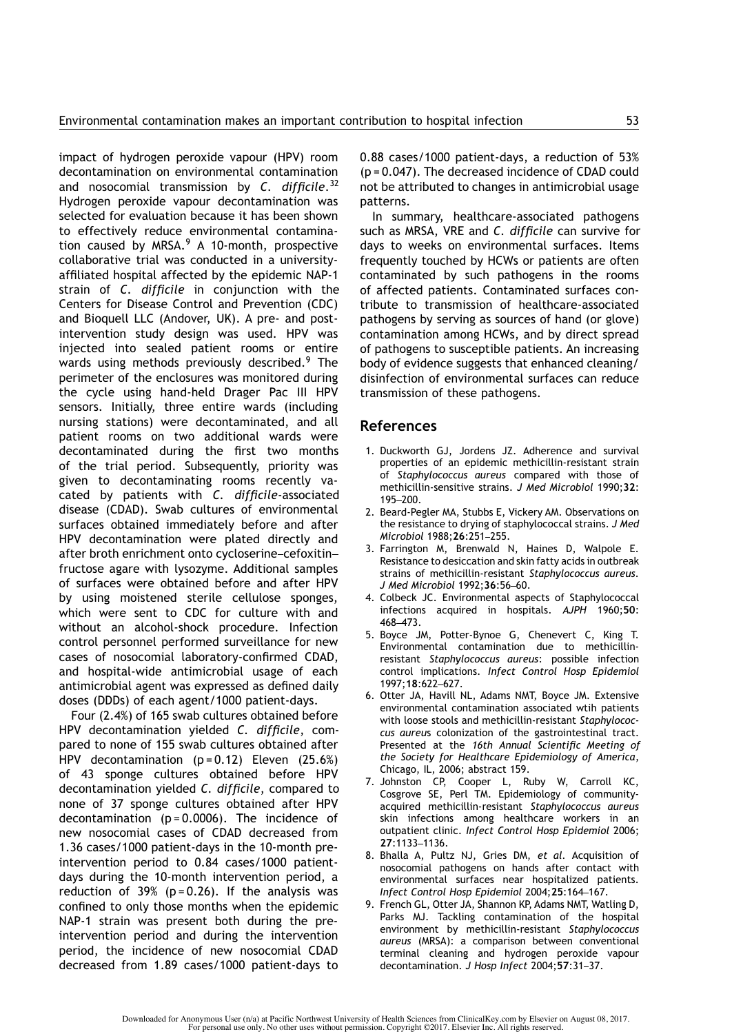impact of hydrogen peroxide vapour (HPV) room decontamination on environmental contamination and nosocomial transmission by *C. difficile*.[32] Hydrogen peroxide vapour decontamination was selected for evaluation because it has been shown to effectively reduce environmental contamination caused by MRSA.[9] A 10-month, prospective collaborative trial was conducted in a university-affiliated hospital affected by the epidemic NAP-1 strain of *C. difficile* in conjunction with the Centers for Disease Control and Prevention (CDC) and Bioquell LLC (Andover, UK). A pre- and post-intervention study design was used. HPV was injected into sealed patient rooms or entire wards using methods previously described.[9] The perimeter of the enclosures was monitored during the cycle using hand-held Drager Pac III HPV sensors. Initially, three entire wards (including nursing stations) were decontaminated, and all patient rooms on two additional wards were decontaminated during the first two months of the trial period. Subsequently, priority was given to decontaminating rooms recently vacated by patients with *C. difficile*-associated disease (CDAD). Swab cultures of environmental surfaces obtained immediately before and after HPV decontamination were plated directly and after broth enrichment onto cycloserine–cefoxitin–fructose agare with lysozyme. Additional samples of surfaces were obtained before and after HPV by using moistened sterile cellulose sponges, which were sent to CDC for culture with and without an alcohol-shock procedure. Infection control personnel performed surveillance for new cases of nosocomial laboratory-confirmed CDAD, and hospital-wide antimicrobial usage of each antimicrobial agent was expressed as defined daily doses (DDDs) of each agent/1000 patient-days.

Four (2.4%) of 165 swab cultures obtained before HPV decontamination yielded *C. difficile*, compared to none of 155 swab cultures obtained after HPV decontamination ($p = 0.12$) Eleven (25.6%) of 43 sponge cultures obtained before HPV decontamination yielded *C. difficile*, compared to none of 37 sponge cultures obtained after HPV decontamination ($p = 0.0006$). The incidence of new nosocomial cases of CDAD decreased from 1.36 cases/1000 patient-days in the 10-month pre-intervention period to 0.84 cases/1000 patient-days during the 10-month intervention period, a reduction of 39% ($p = 0.26$). If the analysis was confined to only those months when the epidemic NAP-1 strain was present both during the pre-intervention period and during the intervention period, the incidence of new nosocomial CDAD decreased from 1.89 cases/1000 patient-days to 0.88 cases/1000 patient-days, a reduction of 53% ($p = 0.047$). The decreased incidence of CDAD could not be attributed to changes in antimicrobial usage patterns.

In summary, healthcare-associated pathogens such as MRSA, VRE and *C. difficile* can survive for days to weeks on environmental surfaces. Items frequently touched by HCWs or patients are often contaminated by such pathogens in the rooms of affected patients. Contaminated surfaces contribute to transmission of healthcare-associated pathogens by serving as sources of hand (or glove) contamination among HCWs, and by direct spread of pathogens to susceptible patients. An increasing body of evidence suggests that enhanced cleaning/disinfection of environmental surfaces can reduce transmission of these pathogens.

## References

1. Duckworth GJ, Jordens JZ. Adherence and survival properties of an epidemic methicillin-resistant strain of *Staphylococcus aureus* compared with those of methicillin-sensitive strains. *J Med Microbiol* 1990;**32**: 195–200.
2. Beard-Pegler MA, Stubbs E, Vickery AM. Observations on the resistance to drying of staphylococcal strains. *J Med Microbiol* 1988;**26**:251–255.
3. Farrington M, Brenwald N, Haines D, Walpole E. Resistance to desiccation and skin fatty acids in outbreak strains of methicillin-resistant *Staphylococcus aureus*. *J Med Microbiol* 1992;**36**:56–60.
4. Colbeck JC. Environmental aspects of Staphylococcal infections acquired in hospitals. *AJPH* 1960;**50**: 468–473.
5. Boyce JM, Potter-Bynoe G, Chenevert C, King T. Environmental contamination due to methicillin-resistant *Staphylococcus aureus*: possible infection control implications. *Infect Control Hosp Epidemiol* 1997;**18**:622–627.
6. Otter JA, Havill NL, Adams NMT, Boyce JM. Extensive environmental contamination associated wtih patients with loose stools and methicillin-resistant *Staphylococcus aureus* colonization of the gastrointestinal tract. Presented at the *16th Annual Scientific Meeting of the Society for Healthcare Epidemiology of America*, Chicago, IL, 2006; abstract 159.
7. Johnston CP, Cooper L, Ruby W, Carroll KC, Cosgrove SE, Perl TM. Epidemiology of community-acquired methicillin-resistant *Staphylococcus aureus* skin infections among healthcare workers in an outpatient clinic. *Infect Control Hosp Epidemiol* 2006; **27**:1133–1136.
8. Bhalla A, Pultz NJ, Gries DM, *et al*. Acquisition of nosocomial pathogens on hands after contact with environmental surfaces near hospitalized patients. *Infect Control Hosp Epidemiol* 2004;**25**:164–167.
9. French GL, Otter JA, Shannon KP, Adams NMT, Watling D, Parks MJ. Tackling contamination of the hospital environment by methicillin-resistant *Staphylococcus aureus* (MRSA): a comparison between conventional terminal cleaning and hydrogen peroxide vapour decontamination. *J Hosp Infect* 2004;**57**:31–37.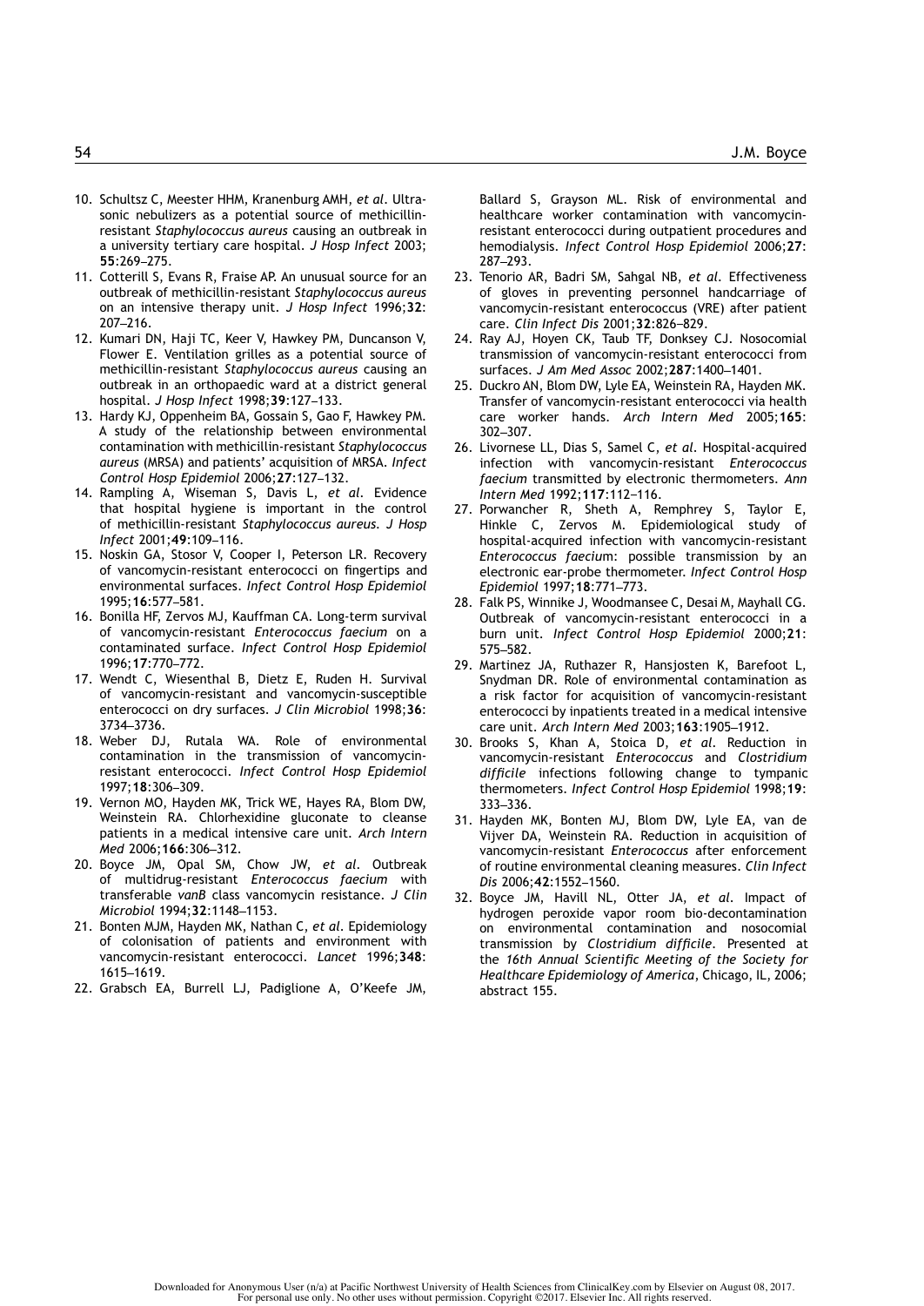10. Schultsz C, Meester HHM, Kranenburg AMH, *et al*. Ultrasonic nebulizers as a potential source of methicillin-resistant *Staphylococcus aureus* causing an outbreak in a university tertiary care hospital. *J Hosp Infect* 2003; **55**:269–275.
11. Cotterill S, Evans R, Fraise AP. An unusual source for an outbreak of methicillin-resistant *Staphylococcus aureus* on an intensive therapy unit. *J Hosp Infect* 1996;**32**: 207–216.
12. Kumari DN, Haji TC, Keer V, Hawkey PM, Duncanson V, Flower E. Ventilation grilles as a potential source of methicillin-resistant *Staphylococcus aureus* causing an outbreak in an orthopaedic ward at a district general hospital. *J Hosp Infect* 1998;**39**:127–133.
13. Hardy KJ, Oppenheim BA, Gossain S, Gao F, Hawkey PM. A study of the relationship between environmental contamination with methicillin-resistant *Staphylococcus aureus* (MRSA) and patients' acquisition of MRSA. *Infect Control Hosp Epidemiol* 2006;**27**:127–132.
14. Rampling A, Wiseman S, Davis L, *et al*. Evidence that hospital hygiene is important in the control of methicillin-resistant *Staphylococcus aureus*. *J Hosp Infect* 2001;**49**:109–116.
15. Noskin GA, Stosor V, Cooper I, Peterson LR. Recovery of vancomycin-resistant enterococci on fingertips and environmental surfaces. *Infect Control Hosp Epidemiol* 1995;**16**:577–581.
16. Bonilla HF, Zervos MJ, Kauffman CA. Long-term survival of vancomycin-resistant *Enterococcus faecium* on a contaminated surface. *Infect Control Hosp Epidemiol* 1996;**17**:770–772.
17. Wendt C, Wiesenthal B, Dietz E, Ruden H. Survival of vancomycin-resistant and vancomycin-susceptible enterococci on dry surfaces. *J Clin Microbiol* 1998;**36**: 3734–3736.
18. Weber DJ, Rutala WA. Role of environmental contamination in the transmission of vancomycin-resistant enterococci. *Infect Control Hosp Epidemiol* 1997;**18**:306–309.
19. Vernon MO, Hayden MK, Trick WE, Hayes RA, Blom DW, Weinstein RA. Chlorhexidine gluconate to cleanse patients in a medical intensive care unit. *Arch Intern Med* 2006;**166**:306–312.
20. Boyce JM, Opal SM, Chow JW, *et al*. Outbreak of multidrug-resistant *Enterococcus faecium* with transferable *vanB* class vancomycin resistance. *J Clin Microbiol* 1994;**32**:1148–1153.
21. Bonten MJM, Hayden MK, Nathan C, *et al*. Epidemiology of colonisation of patients and environment with vancomycin-resistant enterococci. *Lancet* 1996;**348**: 1615–1619.
22. Grabsch EA, Burrell LJ, Padiglione A, O'Keefe JM, Ballard S, Grayson ML. Risk of environmental and healthcare worker contamination with vancomycin-resistant enterococci during outpatient procedures and hemodialysis. *Infect Control Hosp Epidemiol* 2006;**27**: 287–293.
23. Tenorio AR, Badri SM, Sahgal NB, *et al*. Effectiveness of gloves in preventing personnel handcarriage of vancomycin-resistant enterococcus (VRE) after patient care. *Clin Infect Dis* 2001;**32**:826–829.
24. Ray AJ, Hoyen CK, Taub TF, Donksey CJ. Nosocomial transmission of vancomycin-resistant enterococci from surfaces. *J Am Med Assoc* 2002;**287**:1400–1401.
25. Duckro AN, Blom DW, Lyle EA, Weinstein RA, Hayden MK. Transfer of vancomycin-resistant enterococci via health care worker hands. *Arch Intern Med* 2005;**165**: 302–307.
26. Livornese LL, Dias S, Samel C, *et al*. Hospital-acquired infection with vancomycin-resistant *Enterococcus faecium* transmitted by electronic thermometers. *Ann Intern Med* 1992;**117**:112–116.
27. Porwancher R, Sheth A, Remphrey S, Taylor E, Hinkle C, Zervos M. Epidemiological study of hospital-acquired infection with vancomycin-resistant *Enterococcus faecium*: possible transmission by an electronic ear-probe thermometer. *Infect Control Hosp Epidemiol* 1997;**18**:771–773.
28. Falk PS, Winnike J, Woodmansee C, Desai M, Mayhall CG. Outbreak of vancomycin-resistant enterococci in a burn unit. *Infect Control Hosp Epidemiol* 2000;**21**: 575–582.
29. Martinez JA, Ruthazer R, Hansjosten K, Barefoot L, Snydman DR. Role of environmental contamination as a risk factor for acquisition of vancomycin-resistant enterococci by inpatients treated in a medical intensive care unit. *Arch Intern Med* 2003;**163**:1905–1912.
30. Brooks S, Khan A, Stoica D, *et al*. Reduction in vancomycin-resistant *Enterococcus* and *Clostridium difficile* infections following change to tympanic thermometers. *Infect Control Hosp Epidemiol* 1998;**19**: 333–336.
31. Hayden MK, Bonten MJ, Blom DW, Lyle EA, van de Vijver DA, Weinstein RA. Reduction in acquisition of vancomycin-resistant *Enterococcus* after enforcement of routine environmental cleaning measures. *Clin Infect Dis* 2006;**42**:1552–1560.
32. Boyce JM, Havill NL, Otter JA, *et al*. Impact of hydrogen peroxide vapor room bio-decontamination on environmental contamination and nosocomial transmission by *Clostridium difficile*. Presented at the *16th Annual Scientific Meeting of the Society for Healthcare Epidemiology of America*, Chicago, IL, 2006; abstract 155.